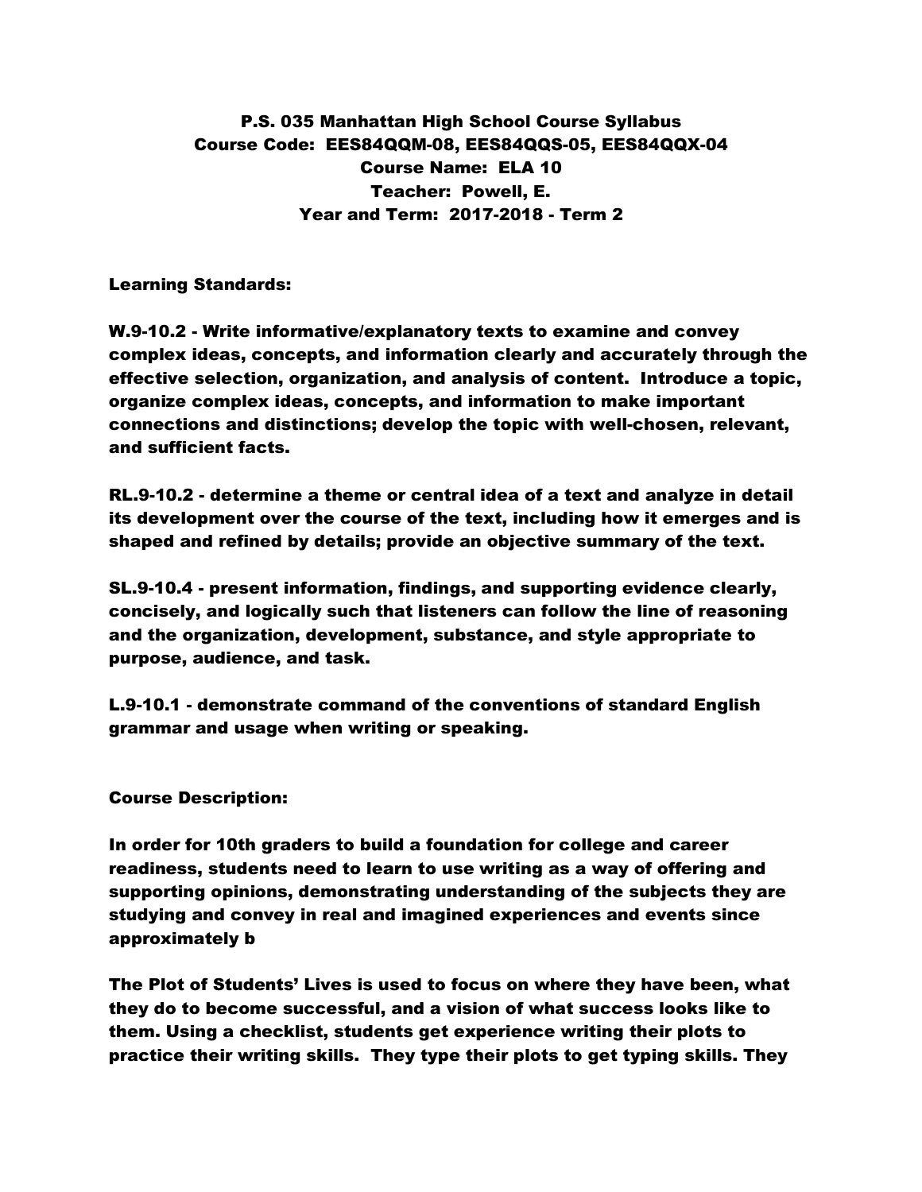**P.S. 035 Manhattan High School Course Syllabus**
**Course Code: EES84QQM-08, EES84QQS-05, EES84QQX-04**
**Course Name: ELA 10**
**Teacher: Powell, E.**
**Year and Term: 2017-2018 - Term 2**

**Learning Standards:**

**W.9-10.2 - Write informative/explanatory texts to examine and convey complex ideas, concepts, and information clearly and accurately through the effective selection, organization, and analysis of content. Introduce a topic, organize complex ideas, concepts, and information to make important connections and distinctions; develop the topic with well-chosen, relevant, and sufficient facts.**

**RL.9-10.2 - determine a theme or central idea of a text and analyze in detail its development over the course of the text, including how it emerges and is shaped and refined by details; provide an objective summary of the text.**

**SL.9-10.4 - present information, findings, and supporting evidence clearly, concisely, and logically such that listeners can follow the line of reasoning and the organization, development, substance, and style appropriate to purpose, audience, and task.**

**L.9-10.1 - demonstrate command of the conventions of standard English grammar and usage when writing or speaking.**

**Course Description:**

**In order for 10th graders to build a foundation for college and career readiness, students need to learn to use writing as a way of offering and supporting opinions, demonstrating understanding of the subjects they are studying and convey in real and imagined experiences and events since approximately b**

**The Plot of Students' Lives is used to focus on where they have been, what they do to become successful, and a vision of what success looks like to them. Using a checklist, students get experience writing their plots to practice their writing skills. They type their plots to get typing skills. They**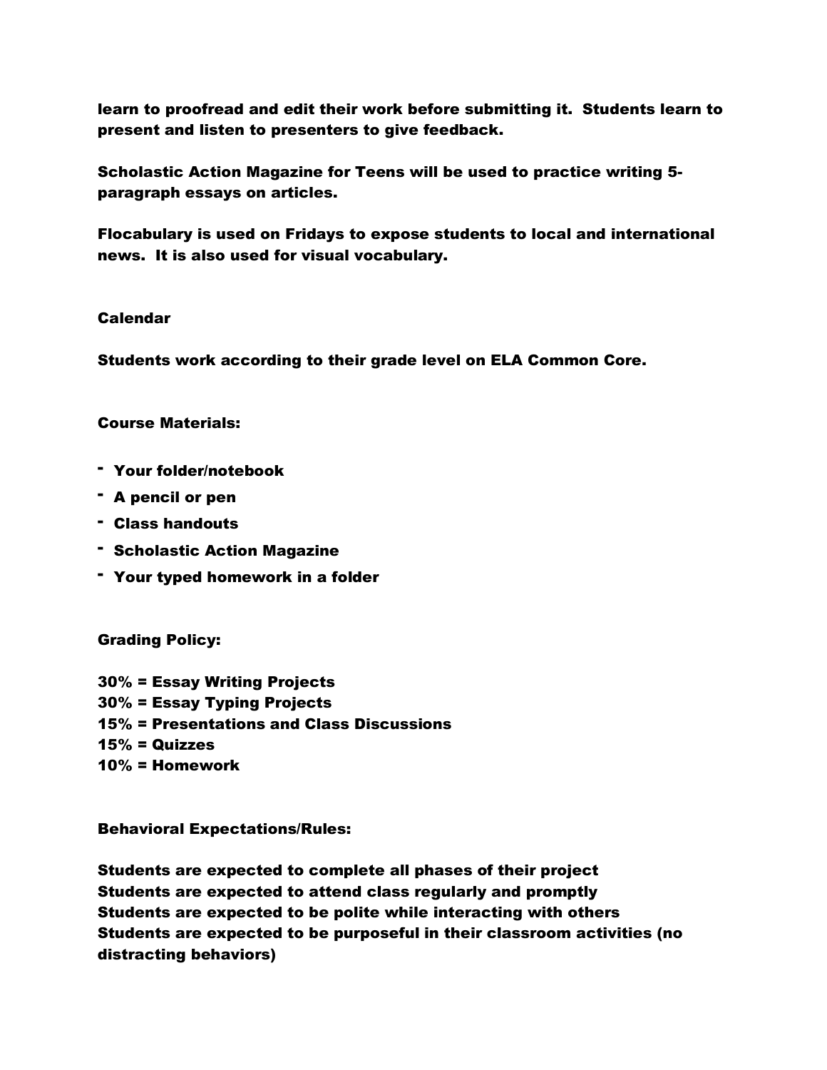learn to proofread and edit their work before submitting it. Students learn to present and listen to presenters to give feedback.

Scholastic Action Magazine for Teens will be used to practice writing 5-paragraph essays on articles.

Flocabulary is used on Fridays to expose students to local and international news. It is also used for visual vocabulary.

**Calendar**

Students work according to their grade level on ELA Common Core.

**Course Materials:**

- Your folder/notebook
- A pencil or pen
- Class handouts
- Scholastic Action Magazine
- Your typed homework in a folder

**Grading Policy:**

30% = Essay Writing Projects
30% = Essay Typing Projects
15% = Presentations and Class Discussions
15% = Quizzes
10% = Homework

**Behavioral Expectations/Rules:**

Students are expected to complete all phases of their project
Students are expected to attend class regularly and promptly
Students are expected to be polite while interacting with others
Students are expected to be purposeful in their classroom activities (no distracting behaviors)